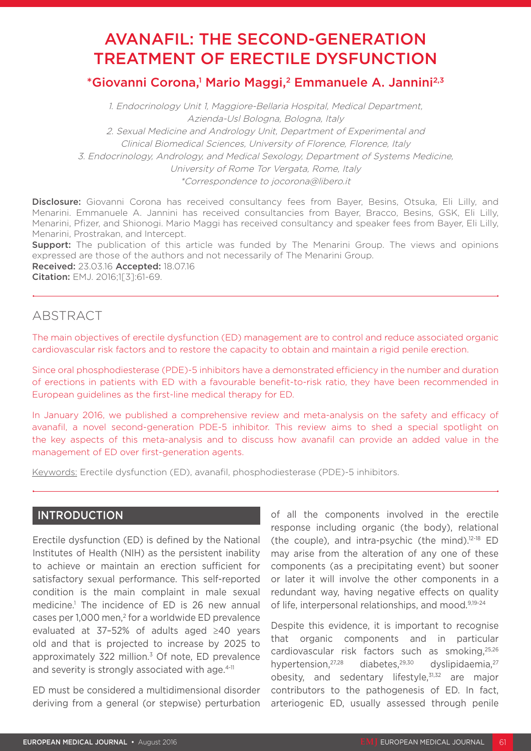# AVANAFIL: THE SECOND-GENERATION TREATMENT OF ERECTILE DYSFUNCTION

**\*Giovanni Corona,[1] Mario Maggi,[2] Emmanuele A. Jannini[2,3]**

*1. Endocrinology Unit 1, Maggiore-Bellaria Hospital, Medical Department, Azienda-Usl Bologna, Bologna, Italy*
*2. Sexual Medicine and Andrology Unit, Department of Experimental and Clinical Biomedical Sciences, University of Florence, Florence, Italy*
*3. Endocrinology, Andrology, and Medical Sexology, Department of Systems Medicine, University of Rome Tor Vergata, Rome, Italy*
*\*Correspondence to jocorona@libero.it*

**Disclosure:** Giovanni Corona has received consultancy fees from Bayer, Besins, Otsuka, Eli Lilly, and Menarini. Emmanuele A. Jannini has received consultancies from Bayer, Bracco, Besins, GSK, Eli Lilly, Menarini, Pfizer, and Shionogi. Mario Maggi has received consultancy and speaker fees from Bayer, Eli Lilly, Menarini, Prostrakan, and Intercept.
**Support:** The publication of this article was funded by The Menarini Group. The views and opinions expressed are those of the authors and not necessarily of The Menarini Group.
**Received:** 23.03.16 **Accepted:** 18.07.16
**Citation:** EMJ. 2016;1[3]:61-69.

## ABSTRACT

The main objectives of erectile dysfunction (ED) management are to control and reduce associated organic cardiovascular risk factors and to restore the capacity to obtain and maintain a rigid penile erection.

Since oral phosphodiesterase (PDE)-5 inhibitors have a demonstrated efficiency in the number and duration of erections in patients with ED with a favourable benefit-to-risk ratio, they have been recommended in European guidelines as the first-line medical therapy for ED.

In January 2016, we published a comprehensive review and meta-analysis on the safety and efficacy of avanafil, a novel second-generation PDE-5 inhibitor. This review aims to shed a special spotlight on the key aspects of this meta-analysis and to discuss how avanafil can provide an added value in the management of ED over first-generation agents.

Keywords: Erectile dysfunction (ED), avanafil, phosphodiesterase (PDE)-5 inhibitors.

## INTRODUCTION

Erectile dysfunction (ED) is defined by the National Institutes of Health (NIH) as the persistent inability to achieve or maintain an erection sufficient for satisfactory sexual performance. This self-reported condition is the main complaint in male sexual medicine.[1] The incidence of ED is 26 new annual cases per 1,000 men,[2] for a worldwide ED prevalence evaluated at 37–52% of adults aged ≥40 years old and that is projected to increase by 2025 to approximately 322 million.[3] Of note, ED prevalence and severity is strongly associated with age.[4-11]

ED must be considered a multidimensional disorder deriving from a general (or stepwise) perturbation of all the components involved in the erectile response including organic (the body), relational (the couple), and intra-psychic (the mind).[12-18] ED may arise from the alteration of any one of these components (as a precipitating event) but sooner or later it will involve the other components in a redundant way, having negative effects on quality of life, interpersonal relationships, and mood.[9,19-24]

Despite this evidence, it is important to recognise that organic components and in particular cardiovascular risk factors such as smoking,[25,26] hypertension,[27,28] diabetes,[29,30] dyslipidaemia,[27] obesity, and sedentary lifestyle,[31,32] are major contributors to the pathogenesis of ED. In fact, arteriogenic ED, usually assessed through penile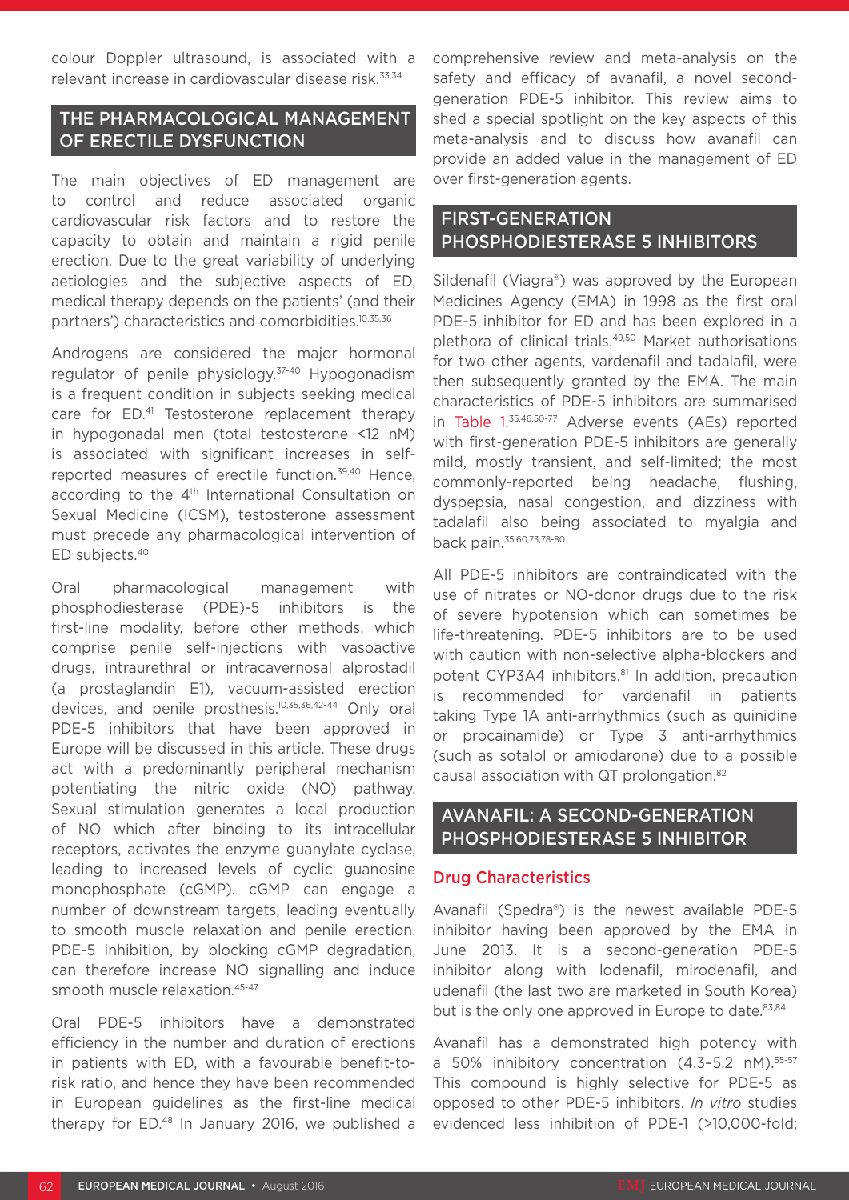colour Doppler ultrasound, is associated with a relevant increase in cardiovascular disease risk.[33,34]

## THE PHARMACOLOGICAL MANAGEMENT OF ERECTILE DYSFUNCTION

The main objectives of ED management are to control and reduce associated organic cardiovascular risk factors and to restore the capacity to obtain and maintain a rigid penile erection. Due to the great variability of underlying aetiologies and the subjective aspects of ED, medical therapy depends on the patients' (and their partners') characteristics and comorbidities.[10,35,36]

Androgens are considered the major hormonal regulator of penile physiology.[37-40] Hypogonadism is a frequent condition in subjects seeking medical care for ED.[41] Testosterone replacement therapy in hypogonadal men (total testosterone <12 nM) is associated with significant increases in self-reported measures of erectile function.[39,40] Hence, according to the 4th International Consultation on Sexual Medicine (ICSM), testosterone assessment must precede any pharmacological intervention of ED subjects.[40]

Oral pharmacological management with phosphodiesterase (PDE)-5 inhibitors is the first-line modality, before other methods, which comprise penile self-injections with vasoactive drugs, intraurethral or intracavernosal alprostadil (a prostaglandin E1), vacuum-assisted erection devices, and penile prosthesis.[10,35,36,42-44] Only oral PDE-5 inhibitors that have been approved in Europe will be discussed in this article. These drugs act with a predominantly peripheral mechanism potentiating the nitric oxide (NO) pathway. Sexual stimulation generates a local production of NO which after binding to its intracellular receptors, activates the enzyme guanylate cyclase, leading to increased levels of cyclic guanosine monophosphate (cGMP). cGMP can engage a number of downstream targets, leading eventually to smooth muscle relaxation and penile erection. PDE-5 inhibition, by blocking cGMP degradation, can therefore increase NO signalling and induce smooth muscle relaxation.[45-47]

Oral PDE-5 inhibitors have a demonstrated efficiency in the number and duration of erections in patients with ED, with a favourable benefit-to-risk ratio, and hence they have been recommended in European guidelines as the first-line medical therapy for ED.[48] In January 2016, we published a comprehensive review and meta-analysis on the safety and efficacy of avanafil, a novel second-generation PDE-5 inhibitor. This review aims to shed a special spotlight on the key aspects of this meta-analysis and to discuss how avanafil can provide an added value in the management of ED over first-generation agents.

## FIRST-GENERATION PHOSPHODIESTERASE 5 INHIBITORS

Sildenafil (Viagra®) was approved by the European Medicines Agency (EMA) in 1998 as the first oral PDE-5 inhibitor for ED and has been explored in a plethora of clinical trials.[49,50] Market authorisations for two other agents, vardenafil and tadalafil, were then subsequently granted by the EMA. The main characteristics of PDE-5 inhibitors are summarised in Table 1.[35,46,50-77] Adverse events (AEs) reported with first-generation PDE-5 inhibitors are generally mild, mostly transient, and self-limited; the most commonly-reported being headache, flushing, dyspepsia, nasal congestion, and dizziness with tadalafil also being associated to myalgia and back pain.[35,60,73,78-80]

All PDE-5 inhibitors are contraindicated with the use of nitrates or NO-donor drugs due to the risk of severe hypotension which can sometimes be life-threatening. PDE-5 inhibitors are to be used with caution with non-selective alpha-blockers and potent CYP3A4 inhibitors.[81] In addition, precaution is recommended for vardenafil in patients taking Type 1A anti-arrhythmics (such as quinidine or procainamide) or Type 3 anti-arrhythmics (such as sotalol or amiodarone) due to a possible causal association with QT prolongation.[82]

## AVANAFIL: A SECOND-GENERATION PHOSPHODIESTERASE 5 INHIBITOR

### Drug Characteristics

Avanafil (Spedra®) is the newest available PDE-5 inhibitor having been approved by the EMA in June 2013. It is a second-generation PDE-5 inhibitor along with lodenafil, mirodenafil, and udenafil (the last two are marketed in South Korea) but is the only one approved in Europe to date.[83,84]

Avanafil has a demonstrated high potency with a 50% inhibitory concentration (4.3–5.2 nM).[55-57] This compound is highly selective for PDE-5 as opposed to other PDE-5 inhibitors. *In vitro* studies evidenced less inhibition of PDE-1 (>10,000-fold;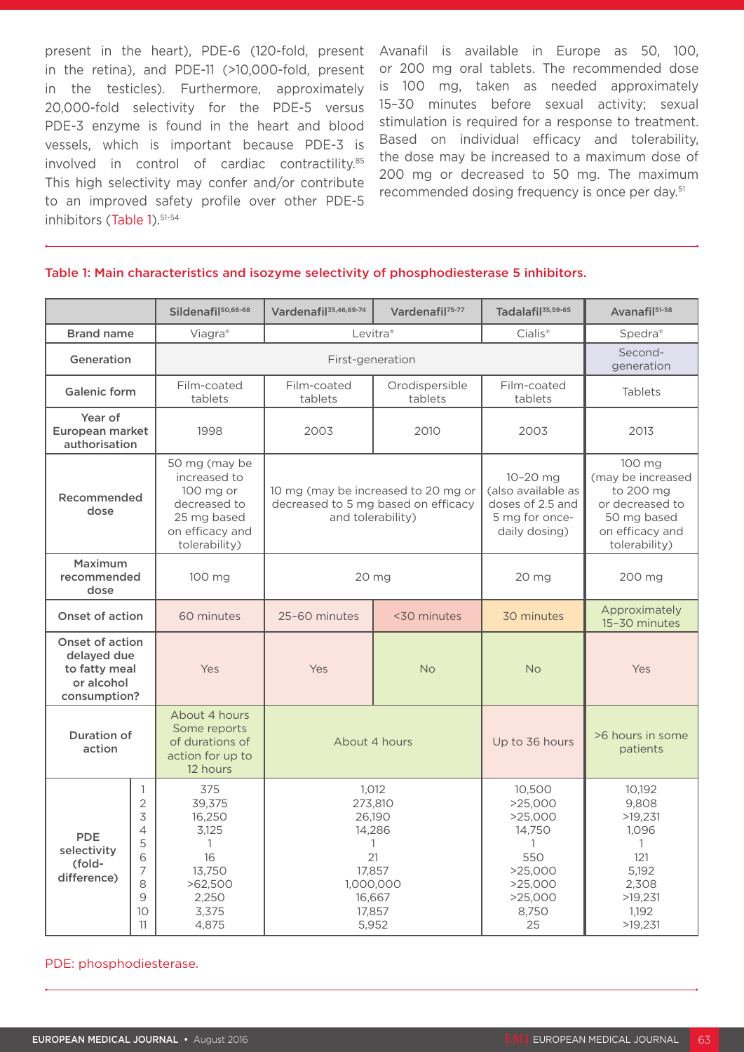present in the heart), PDE-6 (120-fold, present in the retina), and PDE-11 (>10,000-fold, present in the testicles). Furthermore, approximately 20,000-fold selectivity for the PDE-5 versus PDE-3 enzyme is found in the heart and blood vessels, which is important because PDE-3 is involved in control of cardiac contractility.[85] This high selectivity may confer and/or contribute to an improved safety profile over other PDE-5 inhibitors (Table 1).[51-54]

Avanafil is available in Europe as 50, 100, or 200 mg oral tablets. The recommended dose is 100 mg, taken as needed approximately 15–30 minutes before sexual activity; sexual stimulation is required for a response to treatment. Based on individual efficacy and tolerability, the dose may be increased to a maximum dose of 200 mg or decreased to 50 mg. The maximum recommended dosing frequency is once per day.[51]

**Table 1: Main characteristics and isozyme selectivity of phosphodiesterase 5 inhibitors.**

| | | Sildenafil[50,66-68] | Vardenafil[35,46,69-74] | Vardenafil[75-77] | Tadalafil[35,59-65] | Avanafil[51-58] |
|---|---|---|---|---|---|---|
| Brand name | | Viagra® | Levitra® | | Cialis® | Spedra® |
| Generation | | First-generation | | | | Second-generation |
| Galenic form | | Film-coated tablets | Film-coated tablets | Orodispersible tablets | Film-coated tablets | Tablets |
| Year of European market authorisation | | 1998 | 2003 | 2010 | 2003 | 2013 |
| Recommended dose | | 50 mg (may be increased to 100 mg or decreased to 25 mg based on efficacy and tolerability) | 10 mg (may be increased to 20 mg or decreased to 5 mg based on efficacy and tolerability) | | 10–20 mg (also available as doses of 2.5 and 5 mg for once-daily dosing) | 100 mg (may be increased to 200 mg or decreased to 50 mg based on efficacy and tolerability) |
| Maximum recommended dose | | 100 mg | 20 mg | | 20 mg | 200 mg |
| Onset of action | | 60 minutes | 25–60 minutes | <30 minutes | 30 minutes | Approximately 15–30 minutes |
| Onset of action delayed due to fatty meal or alcohol consumption? | | Yes | Yes | No | No | Yes |
| Duration of action | | About 4 hours Some reports of durations of action for up to 12 hours | About 4 hours | | Up to 36 hours | >6 hours in some patients |
| PDE selectivity (fold-difference) | 1 | 375 | 1,012 | | 10,500 | 10,192 |
| | 2 | 39,375 | 273,810 | | >25,000 | 9,808 |
| | 3 | 16,250 | 26,190 | | >25,000 | >19,231 |
| | 4 | 3,125 | 14,286 | | 14,750 | 1,096 |
| | 5 | 1 | 1 | | 1 | 1 |
| | 6 | 16 | 21 | | 550 | 121 |
| | 7 | 13,750 | 17,857 | | >25,000 | 5,192 |
| | 8 | >62,500 | 1,000,000 | | >25,000 | 2,308 |
| | 9 | 2,250 | 16,667 | | >25,000 | >19,231 |
| | 10 | 3,375 | 17,857 | | 8,750 | 1,192 |
| | 11 | 4,875 | 5,952 | | 25 | >19,231 |

PDE: phosphodiesterase.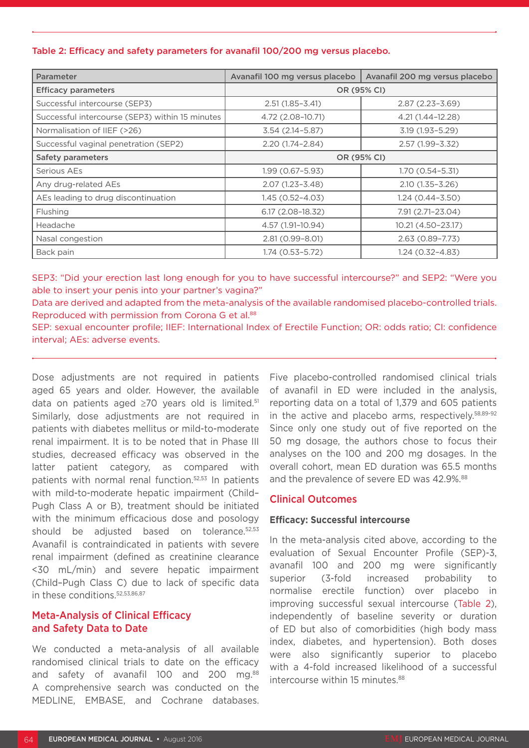**Table 2: Efficacy and safety parameters for avanafil 100/200 mg versus placebo.**

| Parameter | Avanafil 100 mg versus placebo | Avanafil 200 mg versus placebo |
|---|---|---|
| **Efficacy parameters** | OR (95% CI) | |
| Successful intercourse (SEP3) | 2.51 (1.85–3.41) | 2.87 (2.23–3.69) |
| Successful intercourse (SEP3) within 15 minutes | 4.72 (2.08–10.71) | 4.21 (1.44–12.28) |
| Normalisation of IIEF (>26) | 3.54 (2.14–5.87) | 3.19 (1.93–5.29) |
| Successful vaginal penetration (SEP2) | 2.20 (1.74–2.84) | 2.57 (1.99–3.32) |
| **Safety parameters** | OR (95% CI) | |
| Serious AEs | 1.99 (0.67–5.93) | 1.70 (0.54–5.31) |
| Any drug-related AEs | 2.07 (1.23–3.48) | 2.10 (1.35–3.26) |
| AEs leading to drug discontinuation | 1.45 (0.52–4.03) | 1.24 (0.44–3.50) |
| Flushing | 6.17 (2.08–18.32) | 7.91 (2.71–23.04) |
| Headache | 4.57 (1.91–10.94) | 10.21 (4.50–23.17) |
| Nasal congestion | 2.81 (0.99–8.01) | 2.63 (0.89–7.73) |
| Back pain | 1.74 (0.53–5.72) | 1.24 (0.32–4.83) |

SEP3: "Did your erection last long enough for you to have successful intercourse?" and SEP2: "Were you able to insert your penis into your partner's vagina?"
Data are derived and adapted from the meta-analysis of the available randomised placebo-controlled trials. Reproduced with permission from Corona G et al.[88]
SEP: sexual encounter profile; IIEF: International Index of Erectile Function; OR: odds ratio; CI: confidence interval; AEs: adverse events.

Dose adjustments are not required in patients aged 65 years and older. However, the available data on patients aged ≥70 years old is limited.[51] Similarly, dose adjustments are not required in patients with diabetes mellitus or mild-to-moderate renal impairment. It is to be noted that in Phase III studies, decreased efficacy was observed in the latter patient category, as compared with patients with normal renal function.[52,53] In patients with mild-to-moderate hepatic impairment (Child–Pugh Class A or B), treatment should be initiated with the minimum efficacious dose and posology should be adjusted based on tolerance.[52,53] Avanafil is contraindicated in patients with severe renal impairment (defined as creatinine clearance <30 mL/min) and severe hepatic impairment (Child–Pugh Class C) due to lack of specific data in these conditions.[52,53,86,87]

## Meta-Analysis of Clinical Efficacy and Safety Data to Date

We conducted a meta-analysis of all available randomised clinical trials to date on the efficacy and safety of avanafil 100 and 200 mg.[88] A comprehensive search was conducted on the MEDLINE, EMBASE, and Cochrane databases. Five placebo-controlled randomised clinical trials of avanafil in ED were included in the analysis, reporting data on a total of 1,379 and 605 patients in the active and placebo arms, respectively.[58,89-92] Since only one study out of five reported on the 50 mg dosage, the authors chose to focus their analyses on the 100 and 200 mg dosages. In the overall cohort, mean ED duration was 65.5 months and the prevalence of severe ED was 42.9%.[88]

## Clinical Outcomes

### Efficacy: Successful intercourse

In the meta-analysis cited above, according to the evaluation of Sexual Encounter Profile (SEP)-3, avanafil 100 and 200 mg were significantly superior (3-fold increased probability to normalise erectile function) over placebo in improving successful sexual intercourse (Table 2), independently of baseline severity or duration of ED but also of comorbidities (high body mass index, diabetes, and hypertension). Both doses were also significantly superior to placebo with a 4-fold increased likelihood of a successful intercourse within 15 minutes.[88]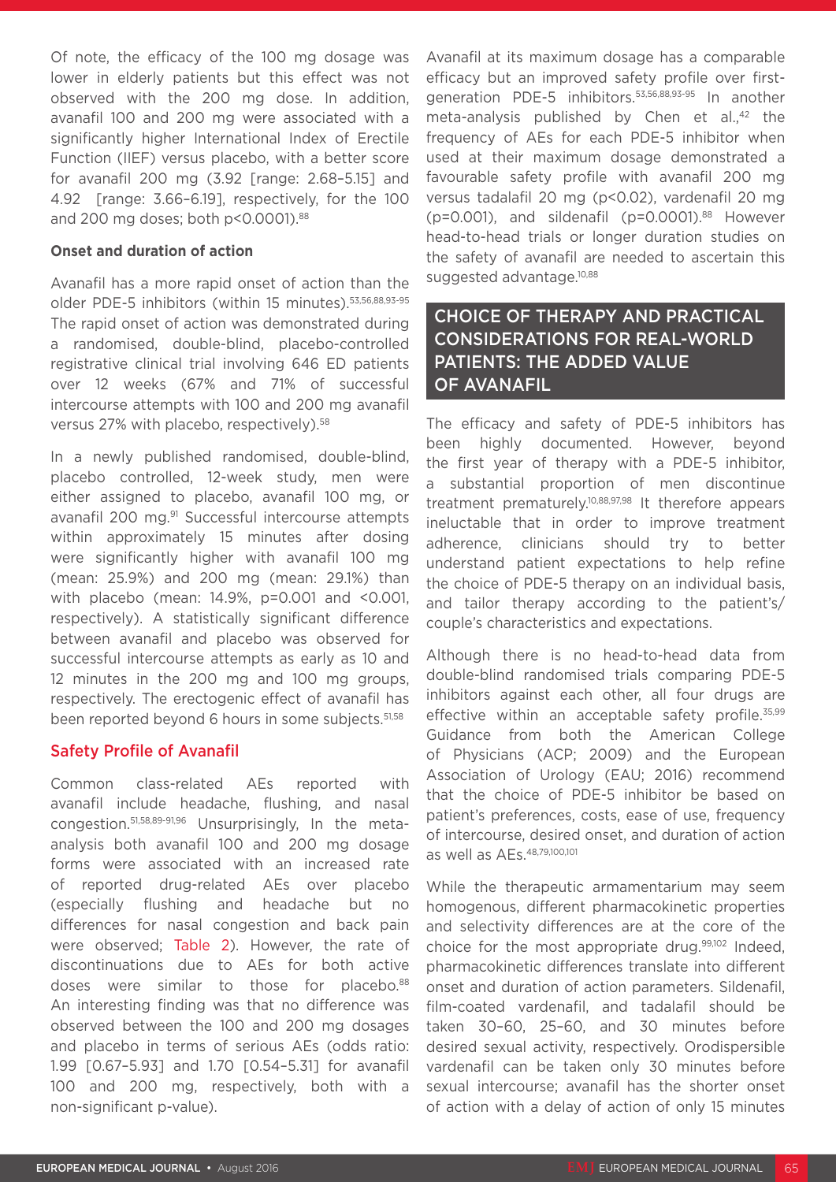Of note, the efficacy of the 100 mg dosage was lower in elderly patients but this effect was not observed with the 200 mg dose. In addition, avanafil 100 and 200 mg were associated with a significantly higher International Index of Erectile Function (IIEF) versus placebo, with a better score for avanafil 200 mg (3.92 [range: 2.68–5.15] and 4.92 [range: 3.66–6.19], respectively, for the 100 and 200 mg doses; both p<0.0001).[88]

**Onset and duration of action**

Avanafil has a more rapid onset of action than the older PDE-5 inhibitors (within 15 minutes).[53,56,88,93-95] The rapid onset of action was demonstrated during a randomised, double-blind, placebo-controlled registrative clinical trial involving 646 ED patients over 12 weeks (67% and 71% of successful intercourse attempts with 100 and 200 mg avanafil versus 27% with placebo, respectively).[58]

In a newly published randomised, double-blind, placebo controlled, 12-week study, men were either assigned to placebo, avanafil 100 mg, or avanafil 200 mg.[91] Successful intercourse attempts within approximately 15 minutes after dosing were significantly higher with avanafil 100 mg (mean: 25.9%) and 200 mg (mean: 29.1%) than with placebo (mean: 14.9%, p=0.001 and <0.001, respectively). A statistically significant difference between avanafil and placebo was observed for successful intercourse attempts as early as 10 and 12 minutes in the 200 mg and 100 mg groups, respectively. The erectogenic effect of avanafil has been reported beyond 6 hours in some subjects.[51,58]

### Safety Profile of Avanafil

Common class-related AEs reported with avanafil include headache, flushing, and nasal congestion.[51,58,89-91,96] Unsurprisingly, In the meta-analysis both avanafil 100 and 200 mg dosage forms were associated with an increased rate of reported drug-related AEs over placebo (especially flushing and headache but no differences for nasal congestion and back pain were observed; Table 2). However, the rate of discontinuations due to AEs for both active doses were similar to those for placebo.[88] An interesting finding was that no difference was observed between the 100 and 200 mg dosages and placebo in terms of serious AEs (odds ratio: 1.99 [0.67–5.93] and 1.70 [0.54–5.31] for avanafil 100 and 200 mg, respectively, both with a non-significant p-value).

Avanafil at its maximum dosage has a comparable efficacy but an improved safety profile over first-generation PDE-5 inhibitors.[53,56,88,93-95] In another meta-analysis published by Chen et al.,[42] the frequency of AEs for each PDE-5 inhibitor when used at their maximum dosage demonstrated a favourable safety profile with avanafil 200 mg versus tadalafil 20 mg (p<0.02), vardenafil 20 mg (p=0.001), and sildenafil (p=0.0001).[88] However head-to-head trials or longer duration studies on the safety of avanafil are needed to ascertain this suggested advantage.[10,88]

## CHOICE OF THERAPY AND PRACTICAL CONSIDERATIONS FOR REAL-WORLD PATIENTS: THE ADDED VALUE OF AVANAFIL

The efficacy and safety of PDE-5 inhibitors has been highly documented. However, beyond the first year of therapy with a PDE-5 inhibitor, a substantial proportion of men discontinue treatment prematurely.[10,88,97,98] It therefore appears ineluctable that in order to improve treatment adherence, clinicians should try to better understand patient expectations to help refine the choice of PDE-5 therapy on an individual basis, and tailor therapy according to the patient's/couple's characteristics and expectations.

Although there is no head-to-head data from double-blind randomised trials comparing PDE-5 inhibitors against each other, all four drugs are effective within an acceptable safety profile.[35,99] Guidance from both the American College of Physicians (ACP; 2009) and the European Association of Urology (EAU; 2016) recommend that the choice of PDE-5 inhibitor be based on patient's preferences, costs, ease of use, frequency of intercourse, desired onset, and duration of action as well as AEs.[48,79,100,101]

While the therapeutic armamentarium may seem homogenous, different pharmacokinetic properties and selectivity differences are at the core of the choice for the most appropriate drug.[99,102] Indeed, pharmacokinetic differences translate into different onset and duration of action parameters. Sildenafil, film-coated vardenafil, and tadalafil should be taken 30–60, 25–60, and 30 minutes before desired sexual activity, respectively. Orodispersible vardenafil can be taken only 30 minutes before sexual intercourse; avanafil has the shorter onset of action with a delay of action of only 15 minutes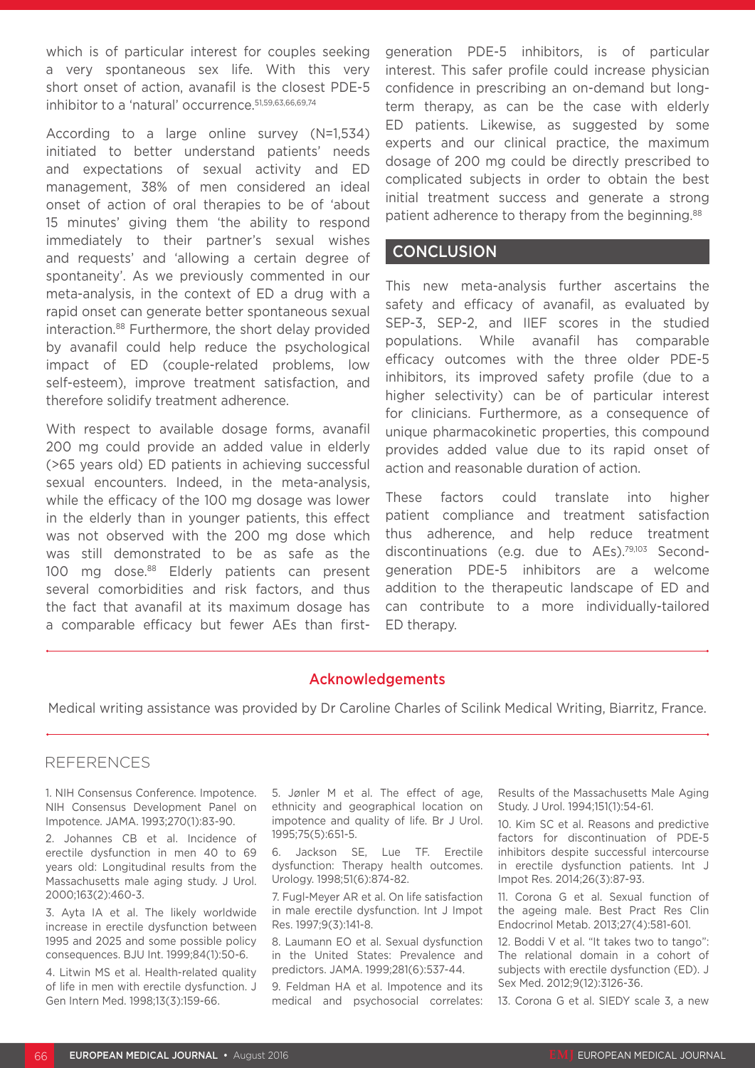which is of particular interest for couples seeking a very spontaneous sex life. With this very short onset of action, avanafil is the closest PDE-5 inhibitor to a 'natural' occurrence.[51,59,63,66,69,74]

According to a large online survey (N=1,534) initiated to better understand patients' needs and expectations of sexual activity and ED management, 38% of men considered an ideal onset of action of oral therapies to be of 'about 15 minutes' giving them 'the ability to respond immediately to their partner's sexual wishes and requests' and 'allowing a certain degree of spontaneity'. As we previously commented in our meta-analysis, in the context of ED a drug with a rapid onset can generate better spontaneous sexual interaction.[88] Furthermore, the short delay provided by avanafil could help reduce the psychological impact of ED (couple-related problems, low self-esteem), improve treatment satisfaction, and therefore solidify treatment adherence.

With respect to available dosage forms, avanafil 200 mg could provide an added value in elderly (>65 years old) ED patients in achieving successful sexual encounters. Indeed, in the meta-analysis, while the efficacy of the 100 mg dosage was lower in the elderly than in younger patients, this effect was not observed with the 200 mg dose which was still demonstrated to be as safe as the 100 mg dose.[88] Elderly patients can present several comorbidities and risk factors, and thus the fact that avanafil at its maximum dosage has a comparable efficacy but fewer AEs than first-generation PDE-5 inhibitors, is of particular interest. This safer profile could increase physician confidence in prescribing an on-demand but long-term therapy, as can be the case with elderly ED patients. Likewise, as suggested by some experts and our clinical practice, the maximum dosage of 200 mg could be directly prescribed to complicated subjects in order to obtain the best initial treatment success and generate a strong patient adherence to therapy from the beginning.[88]

## CONCLUSION

This new meta-analysis further ascertains the safety and efficacy of avanafil, as evaluated by SEP-3, SEP-2, and IIEF scores in the studied populations. While avanafil has comparable efficacy outcomes with the three older PDE-5 inhibitors, its improved safety profile (due to a higher selectivity) can be of particular interest for clinicians. Furthermore, as a consequence of unique pharmacokinetic properties, this compound provides added value due to its rapid onset of action and reasonable duration of action.

These factors could translate into higher patient compliance and treatment satisfaction thus adherence, and help reduce treatment discontinuations (e.g. due to AEs).[79,103] Second-generation PDE-5 inhibitors are a welcome addition to the therapeutic landscape of ED and can contribute to a more individually-tailored ED therapy.

### Acknowledgements

Medical writing assistance was provided by Dr Caroline Charles of Scilink Medical Writing, Biarritz, France.

## REFERENCES

1. NIH Consensus Conference. Impotence. NIH Consensus Development Panel on Impotence. JAMA. 1993;270(1):83-90.

2. Johannes CB et al. Incidence of erectile dysfunction in men 40 to 69 years old: Longitudinal results from the Massachusetts male aging study. J Urol. 2000;163(2):460-3.

3. Ayta IA et al. The likely worldwide increase in erectile dysfunction between 1995 and 2025 and some possible policy consequences. BJU Int. 1999;84(1):50-6.

4. Litwin MS et al. Health-related quality of life in men with erectile dysfunction. J Gen Intern Med. 1998;13(3):159-66.

5. Jønler M et al. The effect of age, ethnicity and geographical location on impotence and quality of life. Br J Urol. 1995;75(5):651-5.

6. Jackson SE, Lue TF. Erectile dysfunction: Therapy health outcomes. Urology. 1998;51(6):874-82.

7. Fugl-Meyer AR et al. On life satisfaction in male erectile dysfunction. Int J Impot Res. 1997;9(3):141-8.

8. Laumann EO et al. Sexual dysfunction in the United States: Prevalence and predictors. JAMA. 1999;281(6):537-44.

9. Feldman HA et al. Impotence and its medical and psychosocial correlates: Results of the Massachusetts Male Aging Study. J Urol. 1994;151(1):54-61.

10. Kim SC et al. Reasons and predictive factors for discontinuation of PDE-5 inhibitors despite successful intercourse in erectile dysfunction patients. Int J Impot Res. 2014;26(3):87-93.

11. Corona G et al. Sexual function of the ageing male. Best Pract Res Clin Endocrinol Metab. 2013;27(4):581-601.

12. Boddi V et al. "It takes two to tango": The relational domain in a cohort of subjects with erectile dysfunction (ED). J Sex Med. 2012;9(12):3126-36.

13. Corona G et al. SIEDY scale 3, a new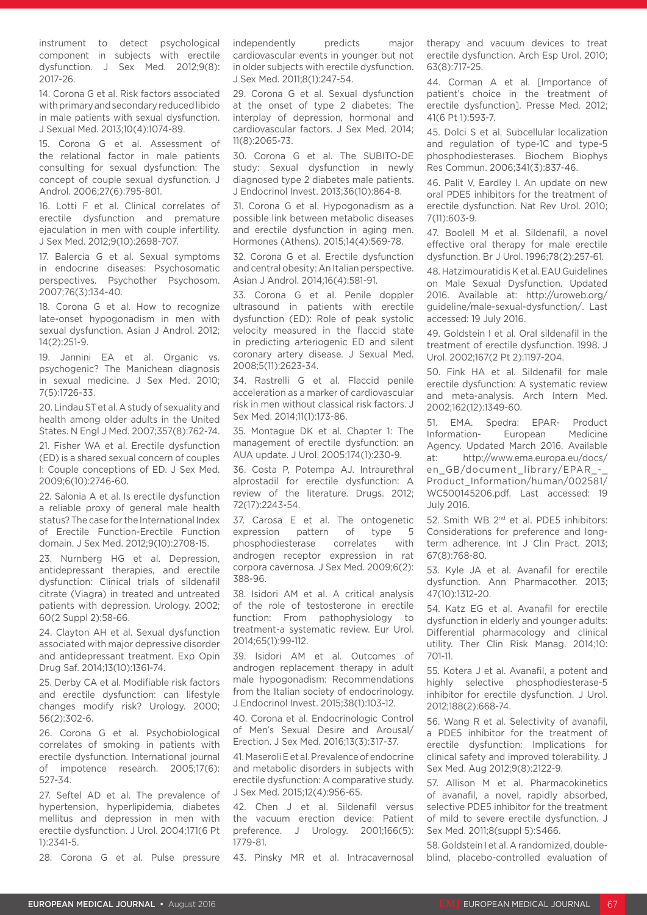instrument to detect psychological component in subjects with erectile dysfunction. J Sex Med. 2012;9(8):2017-26.

14. Corona G et al. Risk factors associated with primary and secondary reduced libido in male patients with sexual dysfunction. J Sexual Med. 2013;10(4):1074-89.

15. Corona G et al. Assessment of the relational factor in male patients consulting for sexual dysfunction: The concept of couple sexual dysfunction. J Androl. 2006;27(6):795-801.

16. Lotti F et al. Clinical correlates of erectile dysfunction and premature ejaculation in men with couple infertility. J Sex Med. 2012;9(10):2698-707.

17. Balercia G et al. Sexual symptoms in endocrine diseases: Psychosomatic perspectives. Psychother Psychosom. 2007;76(3):134-40.

18. Corona G et al. How to recognize late-onset hypogonadism in men with sexual dysfunction. Asian J Androl. 2012; 14(2):251-9.

19. Jannini EA et al. Organic vs. psychogenic? The Manichean diagnosis in sexual medicine. J Sex Med. 2010; 7(5):1726-33.

20. Lindau ST et al. A study of sexuality and health among older adults in the United States. N Engl J Med. 2007;357(8):762-74.

21. Fisher WA et al. Erectile dysfunction (ED) is a shared sexual concern of couples I: Couple conceptions of ED. J Sex Med. 2009;6(10):2746-60.

22. Salonia A et al. Is erectile dysfunction a reliable proxy of general male health status? The case for the International Index of Erectile Function-Erectile Function domain. J Sex Med. 2012;9(10):2708-15.

23. Nurnberg HG et al. Depression, antidepressant therapies, and erectile dysfunction: Clinical trials of sildenafil citrate (Viagra) in treated and untreated patients with depression. Urology. 2002; 60(2 Suppl 2):58-66.

24. Clayton AH et al. Sexual dysfunction associated with major depressive disorder and antidepressant treatment. Exp Opin Drug Saf. 2014;13(10):1361-74.

25. Derby CA et al. Modifiable risk factors and erectile dysfunction: can lifestyle changes modify risk? Urology. 2000; 56(2):302-6.

26. Corona G et al. Psychobiological correlates of smoking in patients with erectile dysfunction. International journal of impotence research. 2005;17(6): 527-34.

27. Seftel AD et al. The prevalence of hypertension, hyperlipidemia, diabetes mellitus and depression in men with erectile dysfunction. J Urol. 2004;171(6 Pt 1):2341-5.

28. Corona G et al. Pulse pressure independently predicts major cardiovascular events in younger but not in older subjects with erectile dysfunction. J Sex Med. 2011;8(1):247-54.

29. Corona G et al. Sexual dysfunction at the onset of type 2 diabetes: The interplay of depression, hormonal and cardiovascular factors. J Sex Med. 2014; 11(8):2065-73.

30. Corona G et al. The SUBITO-DE study: Sexual dysfunction in newly diagnosed type 2 diabetes male patients. J Endocrinol Invest. 2013;36(10):864-8.

31. Corona G et al. Hypogonadism as a possible link between metabolic diseases and erectile dysfunction in aging men. Hormones (Athens). 2015;14(4):569-78.

32. Corona G et al. Erectile dysfunction and central obesity: An Italian perspective. Asian J Androl. 2014;16(4):581-91.

33. Corona G et al. Penile doppler ultrasound in patients with erectile dysfunction (ED): Role of peak systolic velocity measured in the flaccid state in predicting arteriogenic ED and silent coronary artery disease. J Sexual Med. 2008;5(11):2623-34.

34. Rastrelli G et al. Flaccid penile acceleration as a marker of cardiovascular risk in men without classical risk factors. J Sex Med. 2014;11(1):173-86.

35. Montague DK et al. Chapter 1: The management of erectile dysfunction: an AUA update. J Urol. 2005;174(1):230-9.

36. Costa P, Potempa AJ. Intraurethral alprostadil for erectile dysfunction: A review of the literature. Drugs. 2012; 72(17):2243-54.

37. Carosa E et al. The ontogenetic expression pattern of type 5 phosphodiesterase correlates with androgen receptor expression in rat corpora cavernosa. J Sex Med. 2009;6(2): 388-96.

38. Isidori AM et al. A critical analysis of the role of testosterone in erectile function: From pathophysiology to treatment-a systematic review. Eur Urol. 2014;65(1):99-112.

39. Isidori AM et al. Outcomes of androgen replacement therapy in adult male hypogonadism: Recommendations from the Italian society of endocrinology. J Endocrinol Invest. 2015;38(1):103-12.

40. Corona G et al. Endocrinologic Control of Men's Sexual Desire and Arousal/ Erection. J Sex Med. 2016;13(3):317-37.

41. Maseroli E et al. Prevalence of endocrine and metabolic disorders in subjects with erectile dysfunction: A comparative study. J Sex Med. 2015;12(4):956-65.

42. Chen J et al. Sildenafil versus the vacuum erection device: Patient preference. J Urology. 2001;166(5): 1779-81.

43. Pinsky MR et al. Intracavernosal therapy and vacuum devices to treat erectile dysfunction. Arch Esp Urol. 2010; 63(8):717-25.

44. Corman A et al. [Importance of patient's choice in the treatment of erectile dysfunction]. Presse Med. 2012; 41(6 Pt 1):593-7.

45. Dolci S et al. Subcellular localization and regulation of type-1C and type-5 phosphodiesterases. Biochem Biophys Res Commun. 2006;341(3):837-46.

46. Palit V, Eardley I. An update on new oral PDE5 inhibitors for the treatment of erectile dysfunction. Nat Rev Urol. 2010; 7(11):603-9.

47. Boolell M et al. Sildenafil, a novel effective oral therapy for male erectile dysfunction. Br J Urol. 1996;78(2):257-61.

48. Hatzimouratidis K et al. EAU Guidelines on Male Sexual Dysfunction. Updated 2016. Available at: http://uroweb.org/guideline/male-sexual-dysfunction/. Last accessed: 19 July 2016.

49. Goldstein I et al. Oral sildenafil in the treatment of erectile dysfunction. 1998. J Urol. 2002;167(2 Pt 2):1197-204.

50. Fink HA et al. Sildenafil for male erectile dysfunction: A systematic review and meta-analysis. Arch Intern Med. 2002;162(12):1349-60.

51. EMA. Spedra: EPAR- Product Information- European Medicine Agency. Updated March 2016. Available at: http://www.ema.europa.eu/docs/en_GB/document_library/EPAR_-_Product_Information/human/002581/WC500145206.pdf. Last accessed: 19 July 2016.

52. Smith WB 2nd et al. PDE5 inhibitors: Considerations for preference and long-term adherence. Int J Clin Pract. 2013; 67(8):768-80.

53. Kyle JA et al. Avanafil for erectile dysfunction. Ann Pharmacother. 2013; 47(10):1312-20.

54. Katz EG et al. Avanafil for erectile dysfunction in elderly and younger adults: Differential pharmacology and clinical utility. Ther Clin Risk Manag. 2014;10: 701-11.

55. Kotera J et al. Avanafil, a potent and highly selective phosphodiesterase-5 inhibitor for erectile dysfunction. J Urol. 2012;188(2):668-74.

56. Wang R et al. Selectivity of avanafil, a PDE5 inhibitor for the treatment of erectile dysfunction: Implications for clinical safety and improved tolerability. J Sex Med. Aug 2012;9(8):2122-9.

57. Allison M et al. Pharmacokinetics of avanafil, a novel, rapidly absorbed, selective PDE5 inhibitor for the treatment of mild to severe erectile dysfunction. J Sex Med. 2011;8(suppl 5):S466.

58. Goldstein I et al. A randomized, double-blind, placebo-controlled evaluation of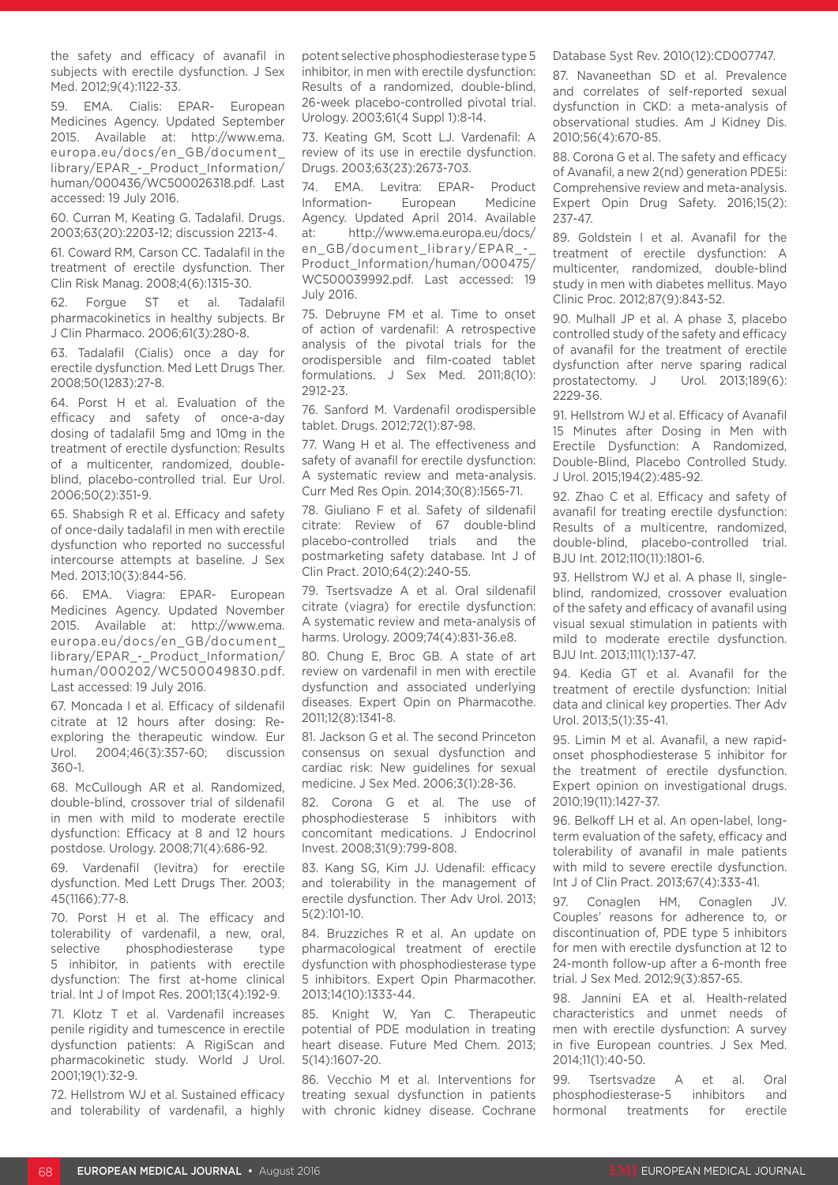the safety and efficacy of avanafil in subjects with erectile dysfunction. J Sex Med. 2012;9(4):1122-33.

59. EMA. Cialis: EPAR- European Medicines Agency. Updated September 2015. Available at: http://www.ema.europa.eu/docs/en_GB/document_library/EPAR_-_Product_Information/human/000436/WC500026318.pdf. Last accessed: 19 July 2016.

60. Curran M, Keating G. Tadalafil. Drugs. 2003;63(20):2203-12; discussion 2213-4.

61. Coward RM, Carson CC. Tadalafil in the treatment of erectile dysfunction. Ther Clin Risk Manag. 2008;4(6):1315-30.

62. Forgue ST et al. Tadalafil pharmacokinetics in healthy subjects. Br J Clin Pharmaco. 2006;61(3):280-8.

63. Tadalafil (Cialis) once a day for erectile dysfunction. Med Lett Drugs Ther. 2008;50(1283):27-8.

64. Porst H et al. Evaluation of the efficacy and safety of once-a-day dosing of tadalafil 5mg and 10mg in the treatment of erectile dysfunction: Results of a multicenter, randomized, double-blind, placebo-controlled trial. Eur Urol. 2006;50(2):351-9.

65. Shabsigh R et al. Efficacy and safety of once-daily tadalafil in men with erectile dysfunction who reported no successful intercourse attempts at baseline. J Sex Med. 2013;10(3):844-56.

66. EMA. Viagra: EPAR- European Medicines Agency. Updated November 2015. Available at: http://www.ema.europa.eu/docs/en_GB/document_library/EPAR_-_Product_Information/human/000202/WC500049830.pdf. Last accessed: 19 July 2016.

67. Moncada I et al. Efficacy of sildenafil citrate at 12 hours after dosing: Re-exploring the therapeutic window. Eur Urol. 2004;46(3):357-60; discussion 360-1.

68. McCullough AR et al. Randomized, double-blind, crossover trial of sildenafil in men with mild to moderate erectile dysfunction: Efficacy at 8 and 12 hours postdose. Urology. 2008;71(4):686-92.

69. Vardenafil (levitra) for erectile dysfunction. Med Lett Drugs Ther. 2003; 45(1166):77-8.

70. Porst H et al. The efficacy and tolerability of vardenafil, a new, oral, selective phosphodiesterase type 5 inhibitor, in patients with erectile dysfunction: The first at-home clinical trial. Int J of Impot Res. 2001;13(4):192-9.

71. Klotz T et al. Vardenafil increases penile rigidity and tumescence in erectile dysfunction patients: A RigiScan and pharmacokinetic study. World J Urol. 2001;19(1):32-9.

72. Hellstrom WJ et al. Sustained efficacy and tolerability of vardenafil, a highly potent selective phosphodiesterase type 5 inhibitor, in men with erectile dysfunction: Results of a randomized, double-blind, 26-week placebo-controlled pivotal trial. Urology. 2003;61(4 Suppl 1):8-14.

73. Keating GM, Scott LJ. Vardenafil: A review of its use in erectile dysfunction. Drugs. 2003;63(23):2673-703.

74. EMA. Levitra: EPAR- Product Information- European Medicine Agency. Updated April 2014. Available at: http://www.ema.europa.eu/docs/en_GB/document_library/EPAR_-_Product_Information/human/000475/WC500039992.pdf. Last accessed: 19 July 2016.

75. Debruyne FM et al. Time to onset of action of vardenafil: A retrospective analysis of the pivotal trials for the orodispersible and film-coated tablet formulations. J Sex Med. 2011;8(10): 2912-23.

76. Sanford M. Vardenafil orodispersible tablet. Drugs. 2012;72(1):87-98.

77. Wang H et al. The effectiveness and safety of avanafil for erectile dysfunction: A systematic review and meta-analysis. Curr Med Res Opin. 2014;30(8):1565-71.

78. Giuliano F et al. Safety of sildenafil citrate: Review of 67 double-blind placebo-controlled trials and the postmarketing safety database. Int J of Clin Pract. 2010;64(2):240-55.

79. Tsertsvadze A et al. Oral sildenafil citrate (viagra) for erectile dysfunction: A systematic review and meta-analysis of harms. Urology. 2009;74(4):831-36.e8.

80. Chung E, Broc GB. A state of art review on vardenafil in men with erectile dysfunction and associated underlying diseases. Expert Opin on Pharmacothe. 2011;12(8):1341-8.

81. Jackson G et al. The second Princeton consensus on sexual dysfunction and cardiac risk: New guidelines for sexual medicine. J Sex Med. 2006;3(1):28-36.

82. Corona G et al. The use of phosphodiesterase 5 inhibitors with concomitant medications. J Endocrinol Invest. 2008;31(9):799-808.

83. Kang SG, Kim JJ. Udenafil: efficacy and tolerability in the management of erectile dysfunction. Ther Adv Urol. 2013; 5(2):101-10.

84. Bruzziches R et al. An update on pharmacological treatment of erectile dysfunction with phosphodiesterase type 5 inhibitors. Expert Opin Pharmacother. 2013;14(10):1333-44.

85. Knight W, Yan C. Therapeutic potential of PDE modulation in treating heart disease. Future Med Chem. 2013; 5(14):1607-20.

86. Vecchio M et al. Interventions for treating sexual dysfunction in patients with chronic kidney disease. Cochrane Database Syst Rev. 2010(12):CD007747.

87. Navaneethan SD et al. Prevalence and correlates of self-reported sexual dysfunction in CKD: a meta-analysis of observational studies. Am J Kidney Dis. 2010;56(4):670-85.

88. Corona G et al. The safety and efficacy of Avanafil, a new 2(nd) generation PDE5i: Comprehensive review and meta-analysis. Expert Opin Drug Safety. 2016;15(2): 237-47.

89. Goldstein I et al. Avanafil for the treatment of erectile dysfunction: A multicenter, randomized, double-blind study in men with diabetes mellitus. Mayo Clinic Proc. 2012;87(9):843-52.

90. Mulhall JP et al. A phase 3, placebo controlled study of the safety and efficacy of avanafil for the treatment of erectile dysfunction after nerve sparing radical prostatectomy. J Urol. 2013;189(6): 2229-36.

91. Hellstrom WJ et al. Efficacy of Avanafil 15 Minutes after Dosing in Men with Erectile Dysfunction: A Randomized, Double-Blind, Placebo Controlled Study. J Urol. 2015;194(2):485-92.

92. Zhao C et al. Efficacy and safety of avanafil for treating erectile dysfunction: Results of a multicentre, randomized, double-blind, placebo-controlled trial. BJU Int. 2012;110(11):1801-6.

93. Hellstrom WJ et al. A phase II, single-blind, randomized, crossover evaluation of the safety and efficacy of avanafil using visual sexual stimulation in patients with mild to moderate erectile dysfunction. BJU Int. 2013;111(1):137-47.

94. Kedia GT et al. Avanafil for the treatment of erectile dysfunction: Initial data and clinical key properties. Ther Adv Urol. 2013;5(1):35-41.

95. Limin M et al. Avanafil, a new rapid-onset phosphodiesterase 5 inhibitor for the treatment of erectile dysfunction. Expert opinion on investigational drugs. 2010;19(11):1427-37.

96. Belkoff LH et al. An open-label, long-term evaluation of the safety, efficacy and tolerability of avanafil in male patients with mild to severe erectile dysfunction. Int J of Clin Pract. 2013;67(4):333-41.

97. Conaglen HM, Conaglen JV. Couples' reasons for adherence to, or discontinuation of, PDE type 5 inhibitors for men with erectile dysfunction at 12 to 24-month follow-up after a 6-month free trial. J Sex Med. 2012;9(3):857-65.

98. Jannini EA et al. Health-related characteristics and unmet needs of men with erectile dysfunction: A survey in five European countries. J Sex Med. 2014;11(1):40-50.

99. Tsertsvadze A et al. Oral phosphodiesterase-5 inhibitors and hormonal treatments for erectile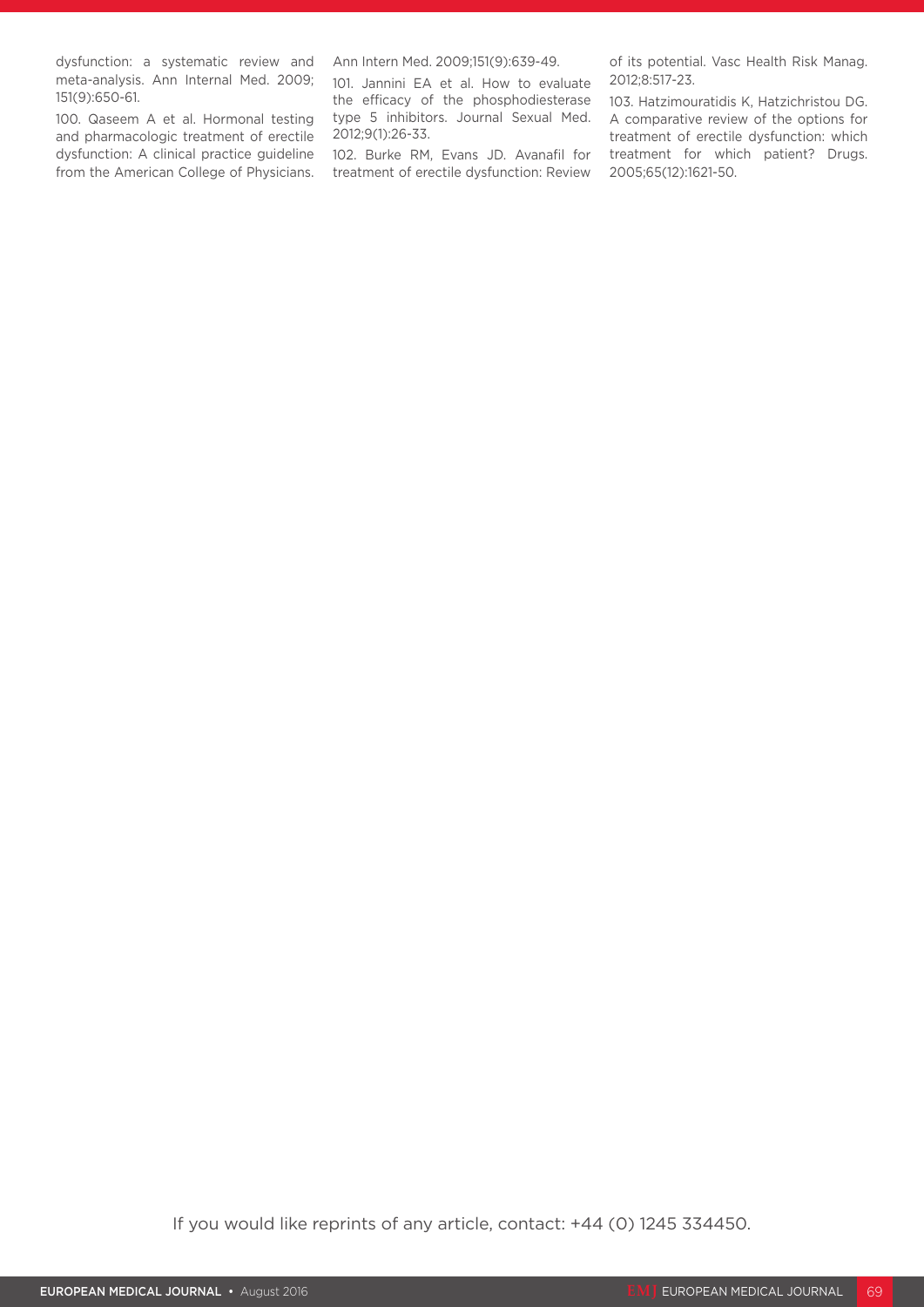dysfunction: a systematic review and meta-analysis. Ann Internal Med. 2009; 151(9):650-61.

100. Qaseem A et al. Hormonal testing and pharmacologic treatment of erectile dysfunction: A clinical practice guideline from the American College of Physicians. Ann Intern Med. 2009;151(9):639-49.

101. Jannini EA et al. How to evaluate the efficacy of the phosphodiesterase type 5 inhibitors. Journal Sexual Med. 2012;9(1):26-33.

102. Burke RM, Evans JD. Avanafil for treatment of erectile dysfunction: Review of its potential. Vasc Health Risk Manag. 2012;8:517-23.

103. Hatzimouratidis K, Hatzichristou DG. A comparative review of the options for treatment of erectile dysfunction: which treatment for which patient? Drugs. 2005;65(12):1621-50.

If you would like reprints of any article, contact: +44 (0) 1245 334450.